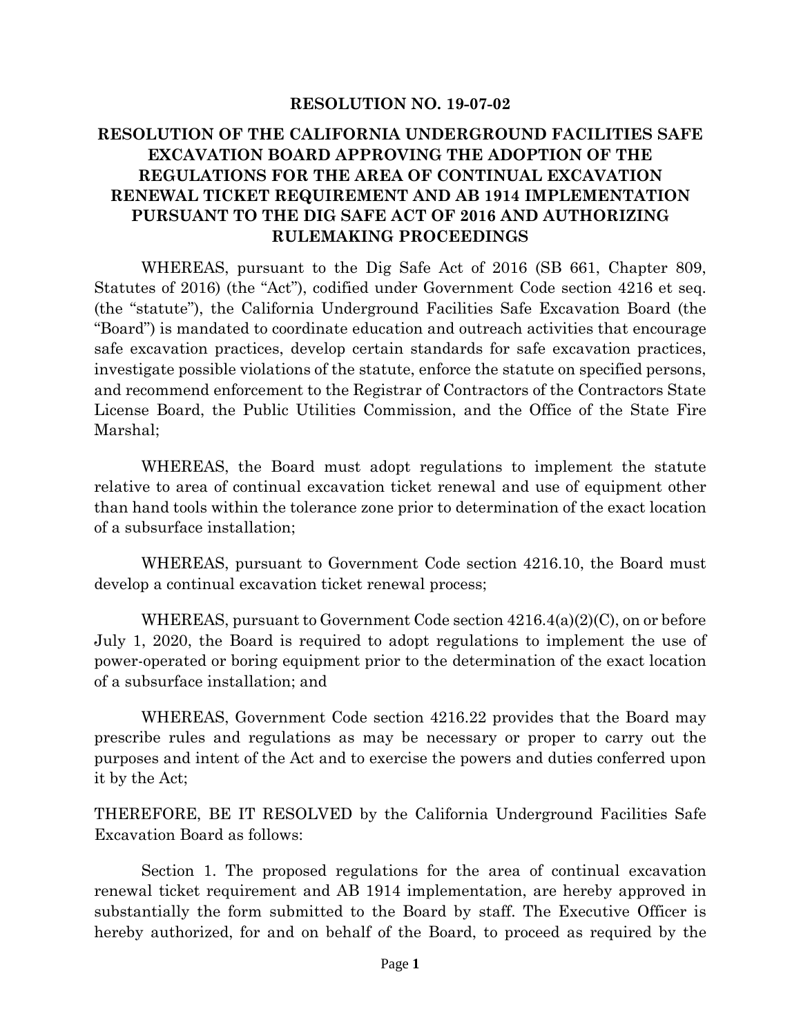**RESOLUTION NO. 19-07-02**

**RESOLUTION OF THE CALIFORNIA UNDERGROUND FACILITIES SAFE EXCAVATION BOARD APPROVING THE ADOPTION OF THE REGULATIONS FOR THE AREA OF CONTINUAL EXCAVATION RENEWAL TICKET REQUIREMENT AND AB 1914 IMPLEMENTATION PURSUANT TO THE DIG SAFE ACT OF 2016 AND AUTHORIZING RULEMAKING PROCEEDINGS**

WHEREAS, pursuant to the Dig Safe Act of 2016 (SB 661, Chapter 809, Statutes of 2016) (the "Act"), codified under Government Code section 4216 et seq. (the "statute"), the California Underground Facilities Safe Excavation Board (the "Board") is mandated to coordinate education and outreach activities that encourage safe excavation practices, develop certain standards for safe excavation practices, investigate possible violations of the statute, enforce the statute on specified persons, and recommend enforcement to the Registrar of Contractors of the Contractors State License Board, the Public Utilities Commission, and the Office of the State Fire Marshal;

WHEREAS, the Board must adopt regulations to implement the statute relative to area of continual excavation ticket renewal and use of equipment other than hand tools within the tolerance zone prior to determination of the exact location of a subsurface installation;

WHEREAS, pursuant to Government Code section 4216.10, the Board must develop a continual excavation ticket renewal process;

WHEREAS, pursuant to Government Code section 4216.4(a)(2)(C), on or before July 1, 2020, the Board is required to adopt regulations to implement the use of power-operated or boring equipment prior to the determination of the exact location of a subsurface installation; and

WHEREAS, Government Code section 4216.22 provides that the Board may prescribe rules and regulations as may be necessary or proper to carry out the purposes and intent of the Act and to exercise the powers and duties conferred upon it by the Act;

THEREFORE, BE IT RESOLVED by the California Underground Facilities Safe Excavation Board as follows:

Section 1. The proposed regulations for the area of continual excavation renewal ticket requirement and AB 1914 implementation, are hereby approved in substantially the form submitted to the Board by staff. The Executive Officer is hereby authorized, for and on behalf of the Board, to proceed as required by the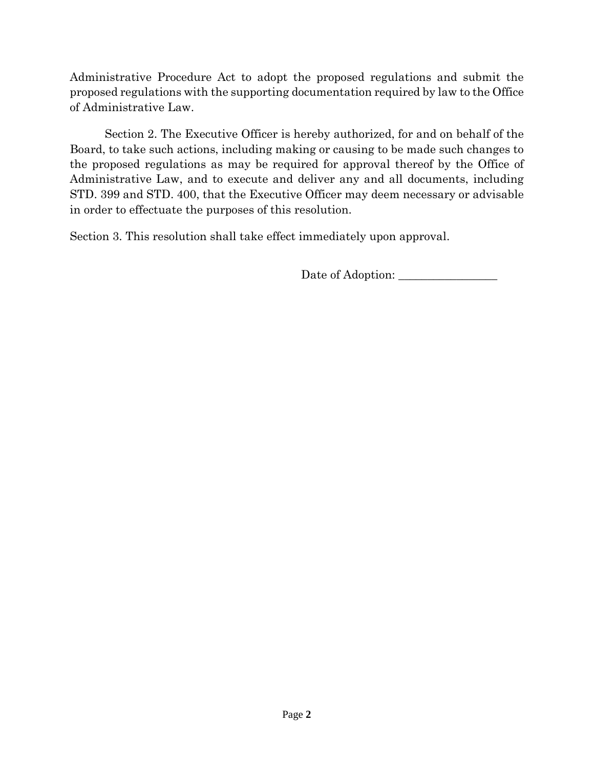Administrative Procedure Act to adopt the proposed regulations and submit the proposed regulations with the supporting documentation required by law to the Office of Administrative Law.

Section 2. The Executive Officer is hereby authorized, for and on behalf of the Board, to take such actions, including making or causing to be made such changes to the proposed regulations as may be required for approval thereof by the Office of Administrative Law, and to execute and deliver any and all documents, including STD. 399 and STD. 400, that the Executive Officer may deem necessary or advisable in order to effectuate the purposes of this resolution.

Section 3. This resolution shall take effect immediately upon approval.

Date of Adoption: _________________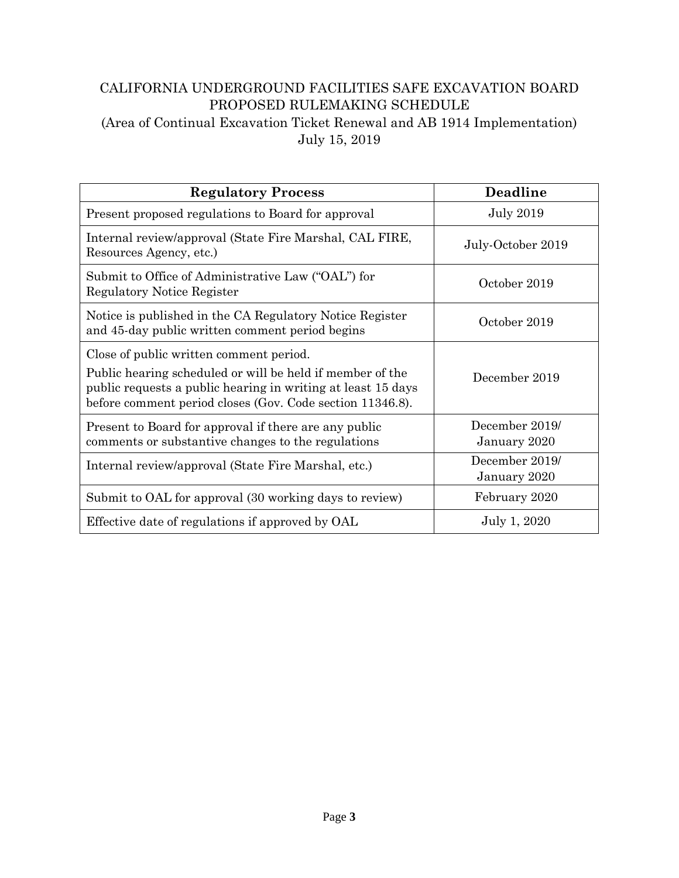# CALIFORNIA UNDERGROUND FACILITIES SAFE EXCAVATION BOARD
# PROPOSED RULEMAKING SCHEDULE

(Area of Continual Excavation Ticket Renewal and AB 1914 Implementation)
July 15, 2019

| Regulatory Process | Deadline |
| --- | --- |
| Present proposed regulations to Board for approval | July 2019 |
| Internal review/approval (State Fire Marshal, CAL FIRE, Resources Agency, etc.) | July-October 2019 |
| Submit to Office of Administrative Law ("OAL") for Regulatory Notice Register | October 2019 |
| Notice is published in the CA Regulatory Notice Register and 45-day public written comment period begins | October 2019 |
| Close of public written comment period. Public hearing scheduled or will be held if member of the public requests a public hearing in writing at least 15 days before comment period closes (Gov. Code section 11346.8). | December 2019 |
| Present to Board for approval if there are any public comments or substantive changes to the regulations | December 2019/ January 2020 |
| Internal review/approval (State Fire Marshal, etc.) | December 2019/ January 2020 |
| Submit to OAL for approval (30 working days to review) | February 2020 |
| Effective date of regulations if approved by OAL | July 1, 2020 |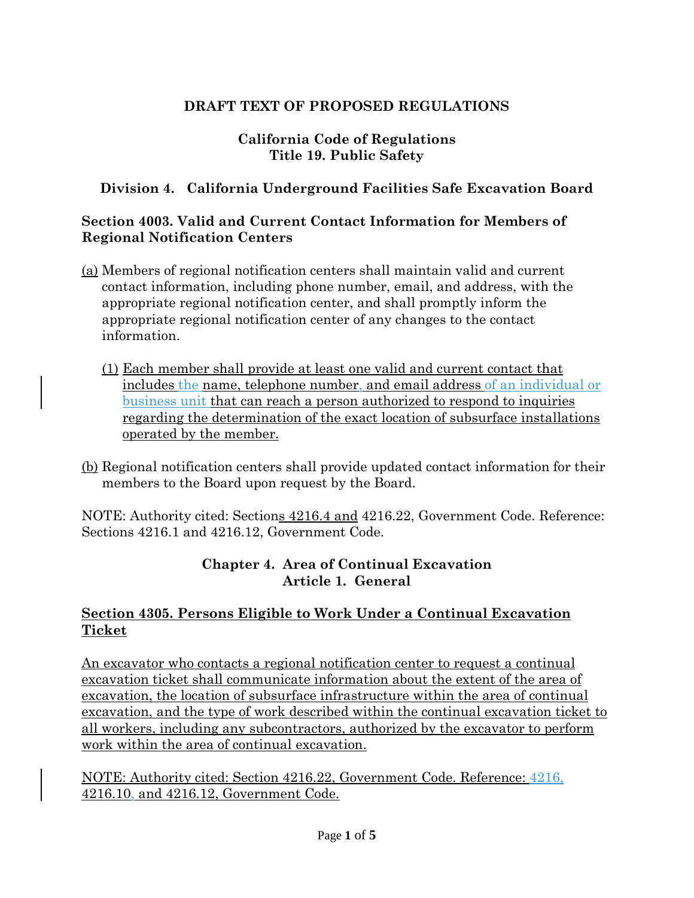# DRAFT TEXT OF PROPOSED REGULATIONS

**California Code of Regulations**
**Title 19. Public Safety**

## Division 4. California Underground Facilities Safe Excavation Board

### Section 4003. Valid and Current Contact Information for Members of Regional Notification Centers

(a) Members of regional notification centers shall maintain valid and current contact information, including phone number, email, and address, with the appropriate regional notification center, and shall promptly inform the appropriate regional notification center of any changes to the contact information.

(1) Each member shall provide at least one valid and current contact that includes the name, telephone number, and email address of an individual or business unit that can reach a person authorized to respond to inquiries regarding the determination of the exact location of subsurface installations operated by the member.

(b) Regional notification centers shall provide updated contact information for their members to the Board upon request by the Board.

NOTE: Authority cited: Sections 4216.4 and 4216.22, Government Code. Reference: Sections 4216.1 and 4216.12, Government Code.

## Chapter 4. Area of Continual Excavation
## Article 1. General

### Section 4305. Persons Eligible to Work Under a Continual Excavation Ticket

An excavator who contacts a regional notification center to request a continual excavation ticket shall communicate information about the extent of the area of excavation, the location of subsurface infrastructure within the area of continual excavation, and the type of work described within the continual excavation ticket to all workers, including any subcontractors, authorized by the excavator to perform work within the area of continual excavation.

NOTE: Authority cited: Section 4216.22, Government Code. Reference: 4216, 4216.10, and 4216.12, Government Code.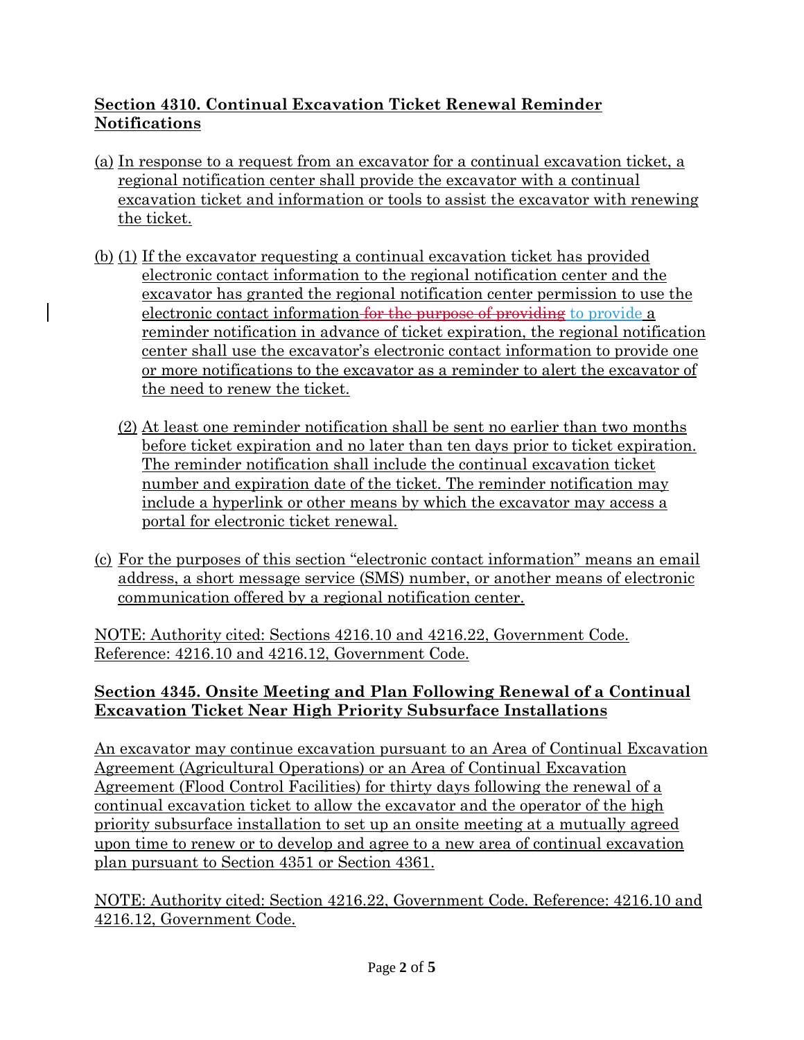**Section 4310. Continual Excavation Ticket Renewal Reminder Notifications**

(a) In response to a request from an excavator for a continual excavation ticket, a regional notification center shall provide the excavator with a continual excavation ticket and information or tools to assist the excavator with renewing the ticket.

(b) (1) If the excavator requesting a continual excavation ticket has provided electronic contact information to the regional notification center and the excavator has granted the regional notification center permission to use the electronic contact information ~~for the purpose of providing~~ to provide a reminder notification in advance of ticket expiration, the regional notification center shall use the excavator's electronic contact information to provide one or more notifications to the excavator as a reminder to alert the excavator of the need to renew the ticket.

(2) At least one reminder notification shall be sent no earlier than two months before ticket expiration and no later than ten days prior to ticket expiration. The reminder notification shall include the continual excavation ticket number and expiration date of the ticket. The reminder notification may include a hyperlink or other means by which the excavator may access a portal for electronic ticket renewal.

(c) For the purposes of this section "electronic contact information" means an email address, a short message service (SMS) number, or another means of electronic communication offered by a regional notification center.

NOTE: Authority cited: Sections 4216.10 and 4216.22, Government Code. Reference: 4216.10 and 4216.12, Government Code.

**Section 4345. Onsite Meeting and Plan Following Renewal of a Continual Excavation Ticket Near High Priority Subsurface Installations**

An excavator may continue excavation pursuant to an Area of Continual Excavation Agreement (Agricultural Operations) or an Area of Continual Excavation Agreement (Flood Control Facilities) for thirty days following the renewal of a continual excavation ticket to allow the excavator and the operator of the high priority subsurface installation to set up an onsite meeting at a mutually agreed upon time to renew or to develop and agree to a new area of continual excavation plan pursuant to Section 4351 or Section 4361.

NOTE: Authority cited: Section 4216.22, Government Code. Reference: 4216.10 and 4216.12, Government Code.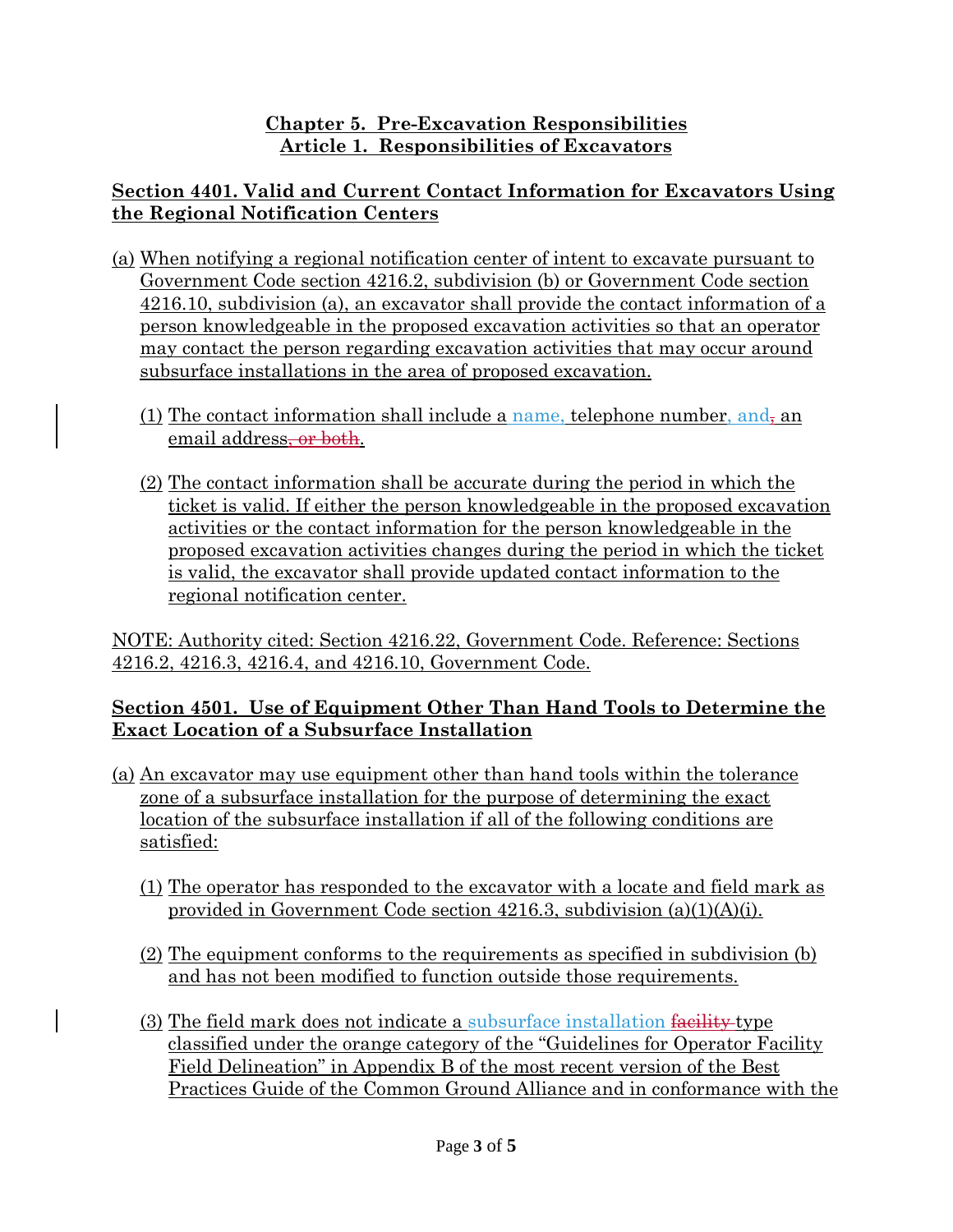## Chapter 5. Pre-Excavation Responsibilities
## Article 1. Responsibilities of Excavators

### Section 4401. Valid and Current Contact Information for Excavators Using the Regional Notification Centers

(a) When notifying a regional notification center of intent to excavate pursuant to Government Code section 4216.2, subdivision (b) or Government Code section 4216.10, subdivision (a), an excavator shall provide the contact information of a person knowledgeable in the proposed excavation activities so that an operator may contact the person regarding excavation activities that may occur around subsurface installations in the area of proposed excavation.

(1) The contact information shall include a name, telephone number, and~~,~~ an email address~~, or both~~.

(2) The contact information shall be accurate during the period in which the ticket is valid. If either the person knowledgeable in the proposed excavation activities or the contact information for the person knowledgeable in the proposed excavation activities changes during the period in which the ticket is valid, the excavator shall provide updated contact information to the regional notification center.

NOTE: Authority cited: Section 4216.22, Government Code. Reference: Sections 4216.2, 4216.3, 4216.4, and 4216.10, Government Code.

### Section 4501. Use of Equipment Other Than Hand Tools to Determine the Exact Location of a Subsurface Installation

(a) An excavator may use equipment other than hand tools within the tolerance zone of a subsurface installation for the purpose of determining the exact location of the subsurface installation if all of the following conditions are satisfied:

(1) The operator has responded to the excavator with a locate and field mark as provided in Government Code section 4216.3, subdivision (a)(1)(A)(i).

(2) The equipment conforms to the requirements as specified in subdivision (b) and has not been modified to function outside those requirements.

(3) The field mark does not indicate a subsurface installation ~~facility~~ type classified under the orange category of the "Guidelines for Operator Facility Field Delineation" in Appendix B of the most recent version of the Best Practices Guide of the Common Ground Alliance and in conformance with the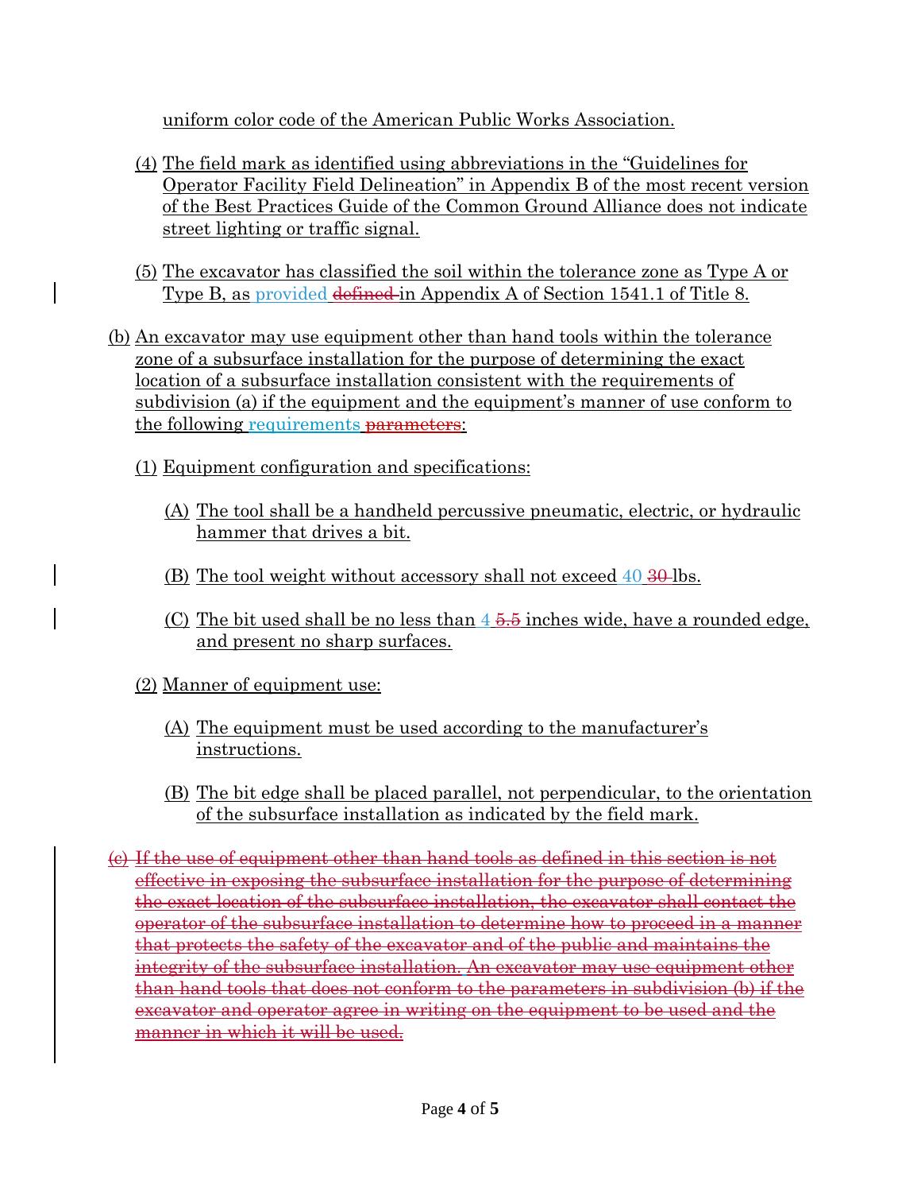uniform color code of the American Public Works Association.

(4) The field mark as identified using abbreviations in the "Guidelines for Operator Facility Field Delineation" in Appendix B of the most recent version of the Best Practices Guide of the Common Ground Alliance does not indicate street lighting or traffic signal.

(5) The excavator has classified the soil within the tolerance zone as Type A or Type B, as provided ~~defined~~ in Appendix A of Section 1541.1 of Title 8.

(b) An excavator may use equipment other than hand tools within the tolerance zone of a subsurface installation for the purpose of determining the exact location of a subsurface installation consistent with the requirements of subdivision (a) if the equipment and the equipment's manner of use conform to the following requirements ~~parameters~~:

(1) Equipment configuration and specifications:

(A) The tool shall be a handheld percussive pneumatic, electric, or hydraulic hammer that drives a bit.

(B) The tool weight without accessory shall not exceed 40 ~~30~~ lbs.

(C) The bit used shall be no less than 4 ~~5.5~~ inches wide, have a rounded edge, and present no sharp surfaces.

(2) Manner of equipment use:

(A) The equipment must be used according to the manufacturer's instructions.

(B) The bit edge shall be placed parallel, not perpendicular, to the orientation of the subsurface installation as indicated by the field mark.

~~(c) If the use of equipment other than hand tools as defined in this section is not effective in exposing the subsurface installation for the purpose of determining the exact location of the subsurface installation, the excavator shall contact the operator of the subsurface installation to determine how to proceed in a manner that protects the safety of the excavator and of the public and maintains the integrity of the subsurface installation. An excavator may use equipment other than hand tools that does not conform to the parameters in subdivision (b) if the excavator and operator agree in writing on the equipment to be used and the manner in which it will be used.~~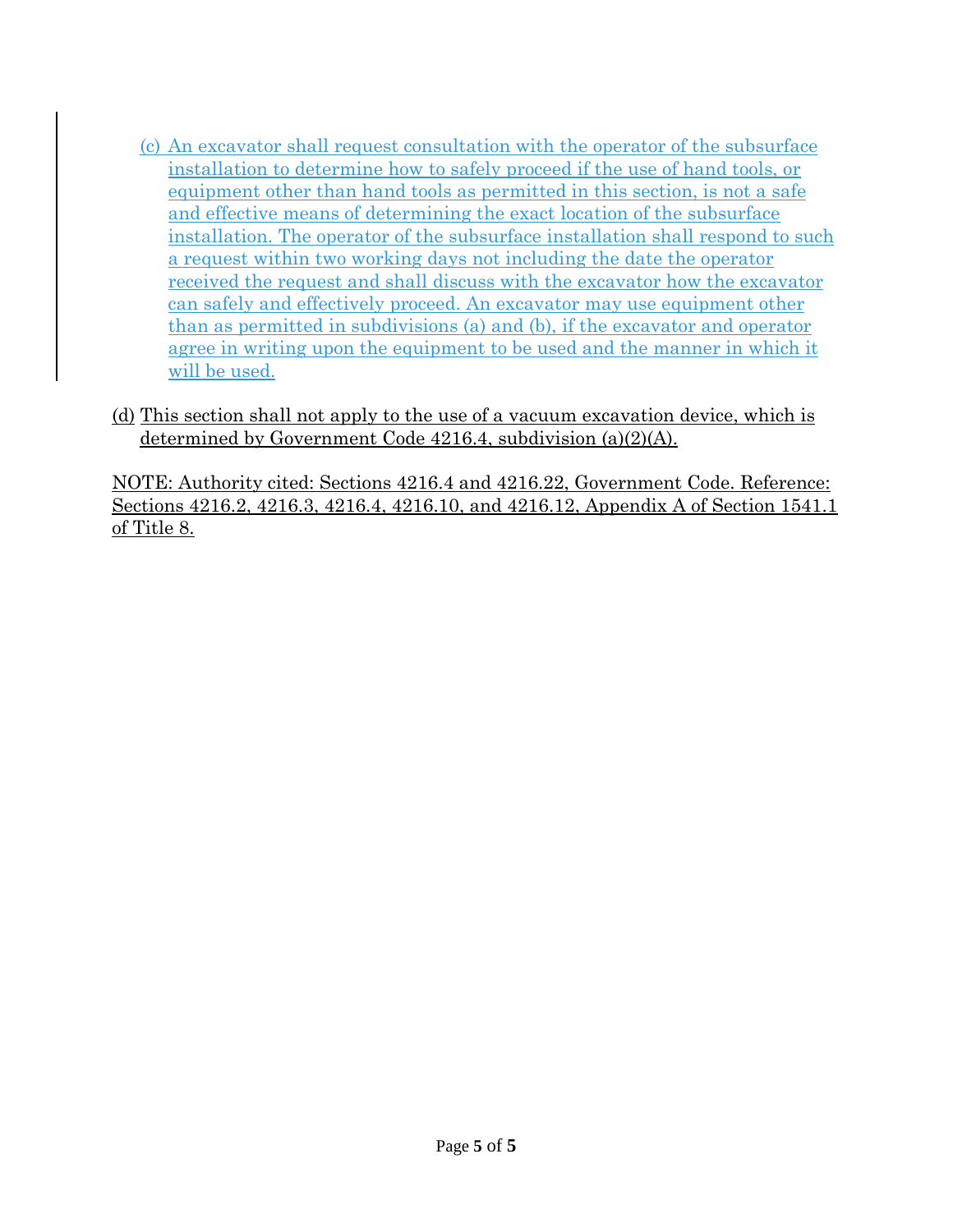(c) An excavator shall request consultation with the operator of the subsurface installation to determine how to safely proceed if the use of hand tools, or equipment other than hand tools as permitted in this section, is not a safe and effective means of determining the exact location of the subsurface installation. The operator of the subsurface installation shall respond to such a request within two working days not including the date the operator received the request and shall discuss with the excavator how the excavator can safely and effectively proceed. An excavator may use equipment other than as permitted in subdivisions (a) and (b), if the excavator and operator agree in writing upon the equipment to be used and the manner in which it will be used.

(d) This section shall not apply to the use of a vacuum excavation device, which is determined by Government Code 4216.4, subdivision (a)(2)(A).

NOTE: Authority cited: Sections 4216.4 and 4216.22, Government Code. Reference: Sections 4216.2, 4216.3, 4216.4, 4216.10, and 4216.12, Appendix A of Section 1541.1 of Title 8.